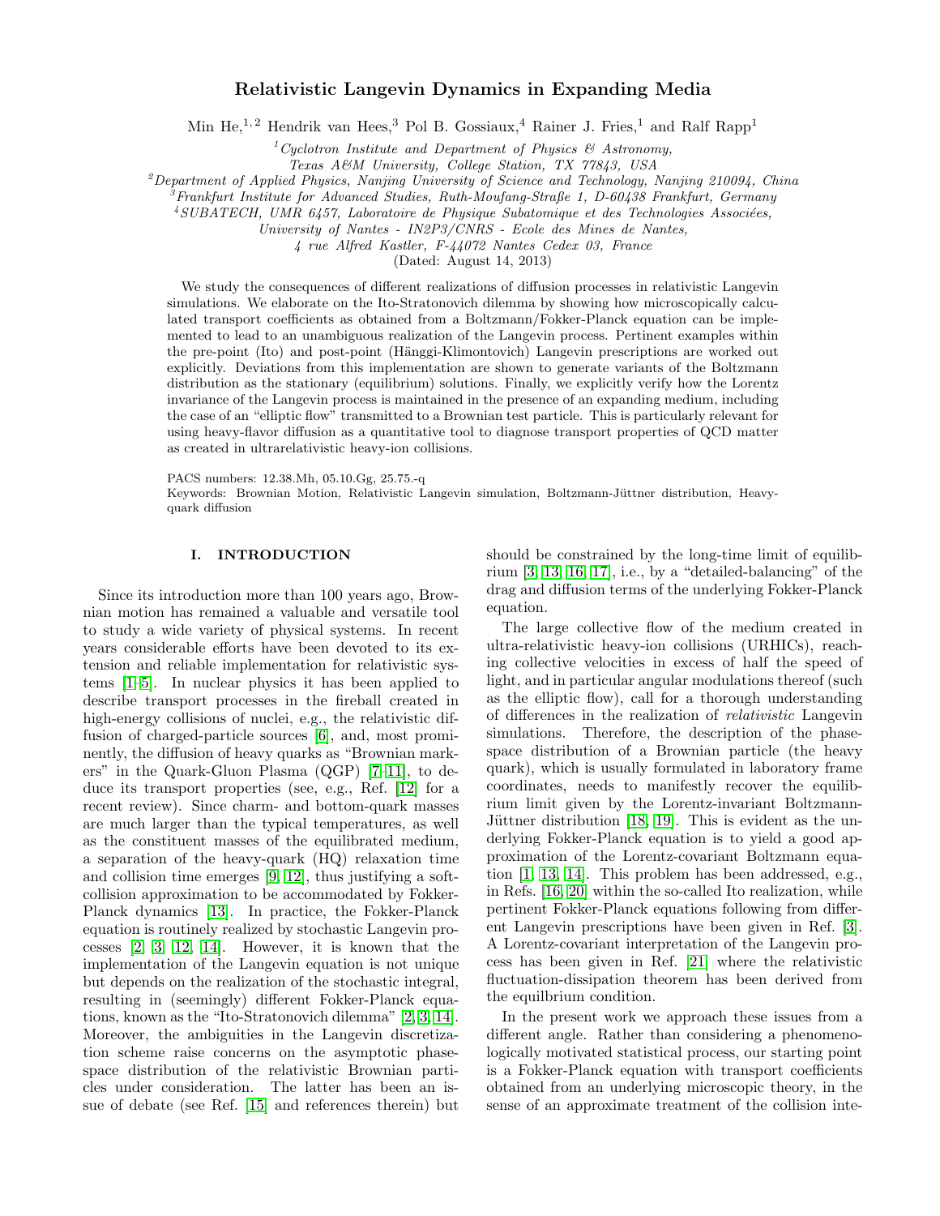# Relativistic Langevin Dynamics in Expanding Media

Min He,[1,2] Hendrik van Hees,[3] Pol B. Gossiaux,[4] Rainer J. Fries,[1] and Ralf Rapp[1]

[1] *Cyclotron Institute and Department of Physics & Astronomy, Texas A&M University, College Station, TX 77843, USA*

[2] *Department of Applied Physics, Nanjing University of Science and Technology, Nanjing 210094, China*

[3] *Frankfurt Institute for Advanced Studies, Ruth-Moufang-Straße 1, D-60438 Frankfurt, Germany*

[4] *SUBATECH, UMR 6457, Laboratoire de Physique Subatomique et des Technologies Associées, University of Nantes - IN2P3/CNRS - Ecole des Mines de Nantes, 4 rue Alfred Kastler, F-44072 Nantes Cedex 03, France*

(Dated: August 14, 2013)

We study the consequences of different realizations of diffusion processes in relativistic Langevin simulations. We elaborate on the Ito-Stratonovich dilemma by showing how microscopically calculated transport coefficients as obtained from a Boltzmann/Fokker-Planck equation can be implemented to lead to an unambiguous realization of the Langevin process. Pertinent examples within the pre-point (Ito) and post-point (Hänggi-Klimontovich) Langevin prescriptions are worked out explicitly. Deviations from this implementation are shown to generate variants of the Boltzmann distribution as the stationary (equilibrium) solutions. Finally, we explicitly verify how the Lorentz invariance of the Langevin process is maintained in the presence of an expanding medium, including the case of an "elliptic flow" transmitted to a Brownian test particle. This is particularly relevant for using heavy-flavor diffusion as a quantitative tool to diagnose transport properties of QCD matter as created in ultrarelativistic heavy-ion collisions.

PACS numbers: 12.38.Mh, 05.10.Gg, 25.75.-q

Keywords: Brownian Motion, Relativistic Langevin simulation, Boltzmann-Jüttner distribution, Heavy-quark diffusion

## I. INTRODUCTION

Since its introduction more than 100 years ago, Brownian motion has remained a valuable and versatile tool to study a wide variety of physical systems. In recent years considerable efforts have been devoted to its extension and reliable implementation for relativistic systems [1–5]. In nuclear physics it has been applied to describe transport processes in the fireball created in high-energy collisions of nuclei, e.g., the relativistic diffusion of charged-particle sources [6], and, most prominently, the diffusion of heavy quarks as "Brownian markers" in the Quark-Gluon Plasma (QGP) [7–11], to deduce its transport properties (see, e.g., Ref. [12] for a recent review). Since charm- and bottom-quark masses are much larger than the typical temperatures, as well as the constituent masses of the equilibrated medium, a separation of the heavy-quark (HQ) relaxation time and collision time emerges [9, 12], thus justifying a soft-collision approximation to be accommodated by Fokker-Planck dynamics [13]. In practice, the Fokker-Planck equation is routinely realized by stochastic Langevin processes [2, 3, 12, 14]. However, it is known that the implementation of the Langevin equation is not unique but depends on the realization of the stochastic integral, resulting in (seemingly) different Fokker-Planck equations, known as the "Ito-Stratonovich dilemma" [2, 3, 14]. Moreover, the ambiguities in the Langevin discretization scheme raise concerns on the asymptotic phase-space distribution of the relativistic Brownian particles under consideration. The latter has been an issue of debate (see Ref. [15] and references therein) but should be constrained by the long-time limit of equilibrium [3, 13, 16, 17], i.e., by a "detailed-balancing" of the drag and diffusion terms of the underlying Fokker-Planck equation.

The large collective flow of the medium created in ultra-relativistic heavy-ion collisions (URHICs), reaching collective velocities in excess of half the speed of light, and in particular angular modulations thereof (such as the elliptic flow), call for a thorough understanding of differences in the realization of *relativistic* Langevin simulations. Therefore, the description of the phase-space distribution of a Brownian particle (the heavy quark), which is usually formulated in laboratory frame coordinates, needs to manifestly recover the equilibrium limit given by the Lorentz-invariant Boltzmann-Jüttner distribution [18, 19]. This is evident as the underlying Fokker-Planck equation is to yield a good approximation of the Lorentz-covariant Boltzmann equation [1, 13, 14]. This problem has been addressed, e.g., in Refs. [16, 20] within the so-called Ito realization, while pertinent Fokker-Planck equations following from different Langevin prescriptions have been given in Ref. [3]. A Lorentz-covariant interpretation of the Langevin process has been given in Ref. [21] where the relativistic fluctuation-dissipation theorem has been derived from the equilbrium condition.

In the present work we approach these issues from a different angle. Rather than considering a phenomenologically motivated statistical process, our starting point is a Fokker-Planck equation with transport coefficients obtained from an underlying microscopic theory, in the sense of an approximate treatment of the collision inte-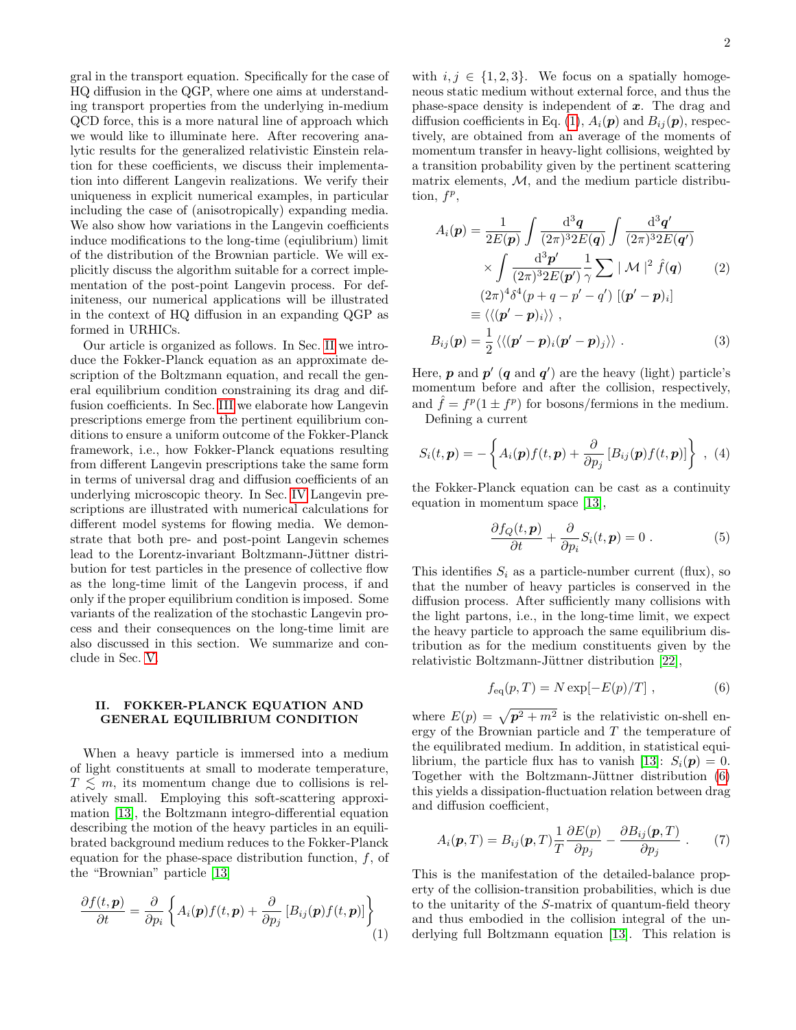gral in the transport equation. Specifically for the case of HQ diffusion in the QGP, where one aims at understanding transport properties from the underlying in-medium QCD force, this is a more natural line of approach which we would like to illuminate here. After recovering analytic results for the generalized relativistic Einstein relation for these coefficients, we discuss their implementation into different Langevin realizations. We verify their uniqueness in explicit numerical examples, in particular including the case of (anisotropically) expanding media. We also show how variations in the Langevin coefficients induce modifications to the long-time (eqiulibrium) limit of the distribution of the Brownian particle. We will explicitly discuss the algorithm suitable for a correct implementation of the post-point Langevin process. For definiteness, our numerical applications will be illustrated in the context of HQ diffusion in an expanding QGP as formed in URHICs.

Our article is organized as follows. In Sec. II we introduce the Fokker-Planck equation as an approximate description of the Boltzmann equation, and recall the general equilibrium condition constraining its drag and diffusion coefficients. In Sec. III we elaborate how Langevin prescriptions emerge from the pertinent equilibrium conditions to ensure a uniform outcome of the Fokker-Planck framework, i.e., how Fokker-Planck equations resulting from different Langevin prescriptions take the same form in terms of universal drag and diffusion coefficients of an underlying microscopic theory. In Sec. IV Langevin prescriptions are illustrated with numerical calculations for different model systems for flowing media. We demonstrate that both pre- and post-point Langevin schemes lead to the Lorentz-invariant Boltzmann-Jüttner distribution for test particles in the presence of collective flow as the long-time limit of the Langevin process, if and only if the proper equilibrium condition is imposed. Some variants of the realization of the stochastic Langevin process and their consequences on the long-time limit are also discussed in this section. We summarize and conclude in Sec. V.

## II. FOKKER-PLANCK EQUATION AND GENERAL EQUILIBRIUM CONDITION

When a heavy particle is immersed into a medium of light constituents at small to moderate temperature, $T \lesssim m$, its momentum change due to collisions is relatively small. Employing this soft-scattering approximation [13], the Boltzmann integro-differential equation describing the motion of the heavy particles in an equilibrated background medium reduces to the Fokker-Planck equation for the phase-space distribution function, $f$, of the "Brownian" particle [13]

$$\frac{\partial f(t,\boldsymbol{p})}{\partial t} = \frac{\partial}{\partial p_i}\left\{A_i(\boldsymbol{p})f(t,\boldsymbol{p}) + \frac{\partial}{\partial p_j}\left[B_{ij}(\boldsymbol{p})f(t,\boldsymbol{p})\right]\right\} \tag{1}$$

with $i,j \in \{1,2,3\}$. We focus on a spatially homogeneous static medium without external force, and thus the phase-space density is independent of $\boldsymbol{x}$. The drag and diffusion coefficients in Eq. (1), $A_i(\boldsymbol{p})$ and $B_{ij}(\boldsymbol{p})$, respectively, are obtained from an average of the moments of momentum transfer in heavy-light collisions, weighted by a transition probability given by the pertinent scattering matrix elements, $\mathcal{M}$, and the medium particle distribution, $f^p$,

$$\begin{aligned}
A_i(\boldsymbol{p}) = \frac{1}{2E(\boldsymbol{p})}\int\frac{\mathrm{d}^3\boldsymbol{q}}{(2\pi)^3 2E(\boldsymbol{q})}\int\frac{\mathrm{d}^3\boldsymbol{q}'}{(2\pi)^3 2E(\boldsymbol{q}')} \\
\times\int\frac{\mathrm{d}^3\boldsymbol{p}'}{(2\pi)^3 2E(\boldsymbol{p}')}\frac{1}{\gamma}\sum|\,\mathcal{M}\,|^2\,\hat{f}(\boldsymbol{q}) \\
(2\pi)^4\delta^4(p+q-p'-q')\,\left[(\boldsymbol{p}'-\boldsymbol{p})_i\right] \\
\equiv \langle\langle(\boldsymbol{p}'-\boldsymbol{p})_i\rangle\rangle\,,
\end{aligned} \tag{2}$$

$$B_{ij}(\boldsymbol{p}) = \frac{1}{2}\,\langle\langle(\boldsymbol{p}'-\boldsymbol{p})_i(\boldsymbol{p}'-\boldsymbol{p})_j\rangle\rangle\,. \tag{3}$$

Here, $\boldsymbol{p}$ and $\boldsymbol{p}'$ ($\boldsymbol{q}$ and $\boldsymbol{q}'$) are the heavy (light) particle's momentum before and after the collision, respectively, and $\hat{f} = f^p(1 \pm f^p)$ for bosons/fermions in the medium.

Defining a current

$$S_i(t,\boldsymbol{p}) = -\left\{A_i(\boldsymbol{p})f(t,\boldsymbol{p}) + \frac{\partial}{\partial p_j}\left[B_{ij}(\boldsymbol{p})f(t,\boldsymbol{p})\right]\right\}\,, \tag{4}$$

the Fokker-Planck equation can be cast as a continuity equation in momentum space [13],

$$\frac{\partial f_Q(t,\boldsymbol{p})}{\partial t} + \frac{\partial}{\partial p_i}S_i(t,\boldsymbol{p}) = 0\,. \tag{5}$$

This identifies $S_i$ as a particle-number current (flux), so that the number of heavy particles is conserved in the diffusion process. After sufficiently many collisions with the light partons, i.e., in the long-time limit, we expect the heavy particle to approach the same equilibrium distribution as for the medium constituents given by the relativistic Boltzmann-Jüttner distribution [22],

$$f_{\mathrm{eq}}(p,T) = N\exp[-E(p)/T]\,, \tag{6}$$

where $E(p) = \sqrt{\boldsymbol{p}^2 + m^2}$ is the relativistic on-shell energy of the Brownian particle and $T$ the temperature of the equilibrated medium. In addition, in statistical equilibrium, the particle flux has to vanish [13]: $S_i(\boldsymbol{p}) = 0$. Together with the Boltzmann-Jüttner distribution (6) this yields a dissipation-fluctuation relation between drag and diffusion coefficient,

$$A_i(\boldsymbol{p},T) = B_{ij}(\boldsymbol{p},T)\frac{1}{T}\frac{\partial E(p)}{\partial p_j} - \frac{\partial B_{ij}(\boldsymbol{p},T)}{\partial p_j}\,. \tag{7}$$

This is the manifestation of the detailed-balance property of the collision-transition probabilities, which is due to the unitarity of the $S$-matrix of quantum-field theory and thus embodied in the collision integral of the underlying full Boltzmann equation [13]. This relation is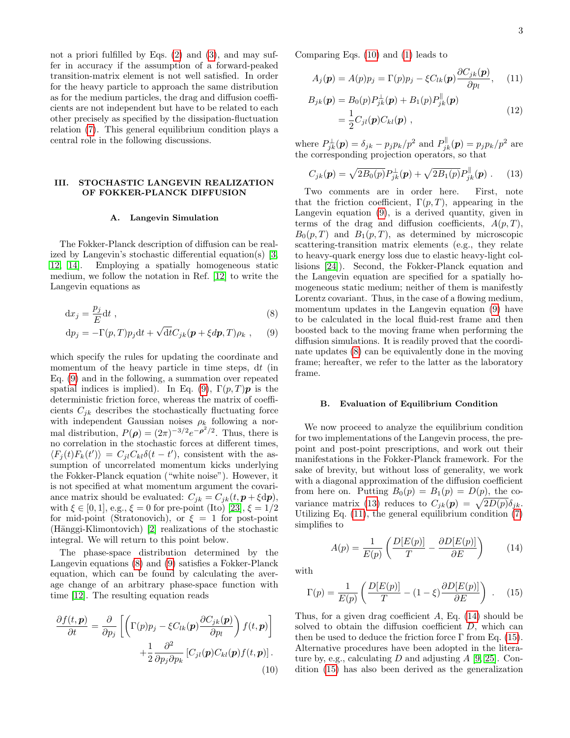not a priori fulfilled by Eqs. (2) and (3), and may suffer in accuracy if the assumption of a forward-peaked transition-matrix element is not well satisfied. In order for the heavy particle to approach the same distribution as for the medium particles, the drag and diffusion coefficients are not independent but have to be related to each other precisely as specified by the dissipation-fluctuation relation (7). This general equilibrium condition plays a central role in the following discussions.

## III. STOCHASTIC LANGEVIN REALIZATION OF FOKKER-PLANCK DIFFUSION

### A. Langevin Simulation

The Fokker-Planck description of diffusion can be realized by Langevin's stochastic differential equation(s) [3, 12, 14]. Employing a spatially homogeneous static medium, we follow the notation in Ref. [12] to write the Langevin equations as

$$\mathrm{d}x_j = \frac{p_j}{E}\mathrm{d}t \,, \tag{8}$$

$$\mathrm{d}p_j = -\Gamma(p,T)p_j\mathrm{d}t + \sqrt{\mathrm{d}t}C_{jk}(\boldsymbol{p}+\xi d\boldsymbol{p},T)\rho_k \,, \tag{9}$$

which specify the rules for updating the coordinate and momentum of the heavy particle in time steps, $\mathrm{d}t$ (in Eq. (9) and in the following, a summation over repeated spatial indices is implied). In Eq. (9), $\Gamma(p,T)\boldsymbol{p}$ is the deterministic friction force, whereas the matrix of coefficients $C_{jk}$ describes the stochastically fluctuating force with independent Gaussian noises $\rho_k$ following a normal distribution, $P(\boldsymbol{\rho}) = (2\pi)^{-3/2}e^{-\boldsymbol{\rho}^2/2}$. Thus, there is no correlation in the stochastic forces at different times, $\langle F_j(t)F_k(t')\rangle = C_{jl}C_{kl}\delta(t-t')$, consistent with the assumption of uncorrelated momentum kicks underlying the Fokker-Planck equation ("white noise"). However, it is not specified at what momentum argument the covariance matrix should be evaluated: $C_{jk} = C_{jk}(t,\boldsymbol{p}+\xi\mathrm{d}\boldsymbol{p})$, with $\xi \in [0,1]$, e.g., $\xi = 0$ for pre-point (Ito) [23], $\xi = 1/2$ for mid-point (Stratonovich), or $\xi = 1$ for post-point (Hänggi-Klimontovich) [2] realizations of the stochastic integral. We will return to this point below.

The phase-space distribution determined by the Langevin equations (8) and (9) satisfies a Fokker-Planck equation, which can be found by calculating the average change of an arbitrary phase-space function with time [12]. The resulting equation reads

$$\frac{\partial f(t,\boldsymbol{p})}{\partial t} = \frac{\partial}{\partial p_j}\left[\left(\Gamma(p)p_j - \xi C_{lk}(\boldsymbol{p})\frac{\partial C_{jk}(\boldsymbol{p})}{\partial p_l}\right)f(t,\boldsymbol{p})\right] + \frac{1}{2}\frac{\partial^2}{\partial p_j \partial p_k}\left[C_{jl}(\boldsymbol{p})C_{kl}(\boldsymbol{p})f(t,\boldsymbol{p})\right]. \tag{10}$$

Comparing Eqs. (10) and (1) leads to

$$A_j(\boldsymbol{p}) = A(p)p_j = \Gamma(p)p_j - \xi C_{lk}(\boldsymbol{p})\frac{\partial C_{jk}(\boldsymbol{p})}{\partial p_l}, \tag{11}$$

$$\begin{aligned} B_{jk}(\boldsymbol{p}) &= B_0(p)P^{\perp}_{jk}(\boldsymbol{p}) + B_1(p)P^{\parallel}_{jk}(\boldsymbol{p}) \\ &= \frac{1}{2}C_{jl}(\boldsymbol{p})C_{kl}(\boldsymbol{p}) \,, \end{aligned} \tag{12}$$

where $P^{\perp}_{jk}(\boldsymbol{p}) = \delta_{jk} - p_j p_k/p^2$ and $P^{\parallel}_{jk}(\boldsymbol{p}) = p_j p_k/p^2$ are the corresponding projection operators, so that

$$C_{jk}(\boldsymbol{p}) = \sqrt{2B_0(p)}P^{\perp}_{jk}(\boldsymbol{p}) + \sqrt{2B_1(p)}P^{\parallel}_{jk}(\boldsymbol{p}) \,. \tag{13}$$

Two comments are in order here. First, note that the friction coefficient, $\Gamma(p,T)$, appearing in the Langevin equation (9), is a derived quantity, given in terms of the drag and diffusion coefficients, $A(p,T)$, $B_0(p,T)$ and $B_1(p,T)$, as determined by microscopic scattering-transition matrix elements (e.g., they relate to heavy-quark energy loss due to elastic heavy-light collisions [24]). Second, the Fokker-Planck equation and the Langevin equation are specified for a spatially homogeneous static medium; neither of them is manifestly Lorentz covariant. Thus, in the case of a flowing medium, momentum updates in the Langevin equation (9) have to be calculated in the local fluid-rest frame and then boosted back to the moving frame when performing the diffusion simulations. It is readily proved that the coordinate updates (8) can be equivalently done in the moving frame; hereafter, we refer to the latter as the laboratory frame.

### B. Evaluation of Equilibrium Condition

We now proceed to analyze the equilibrium condition for two implementations of the Langevin process, the pre-point and post-point prescriptions, and work out their manifestations in the Fokker-Planck framework. For the sake of brevity, but without loss of generality, we work with a diagonal approximation of the diffusion coefficient from here on. Putting $B_0(p) = B_1(p) = D(p)$, the covariance matrix (13) reduces to $C_{jk}(\boldsymbol{p}) = \sqrt{2D(p)}\delta_{jk}$. Utilizing Eq. (11), the general equilibrium condition (7) simplifies to

$$A(p) = \frac{1}{E(p)}\left(\frac{D[E(p)]}{T} - \frac{\partial D[E(p)]}{\partial E}\right) \tag{14}$$

with

$$\Gamma(p) = \frac{1}{E(p)}\left(\frac{D[E(p)]}{T} - (1-\xi)\frac{\partial D[E(p)]}{\partial E}\right) \,. \tag{15}$$

Thus, for a given drag coefficient $A$, Eq. (14) should be solved to obtain the diffusion coefficient $D$, which can then be used to deduce the friction force $\Gamma$ from Eq. (15). Alternative procedures have been adopted in the literature by, e.g., calculating $D$ and adjusting $A$ [9, 25]. Condition (15) has also been derived as the generalization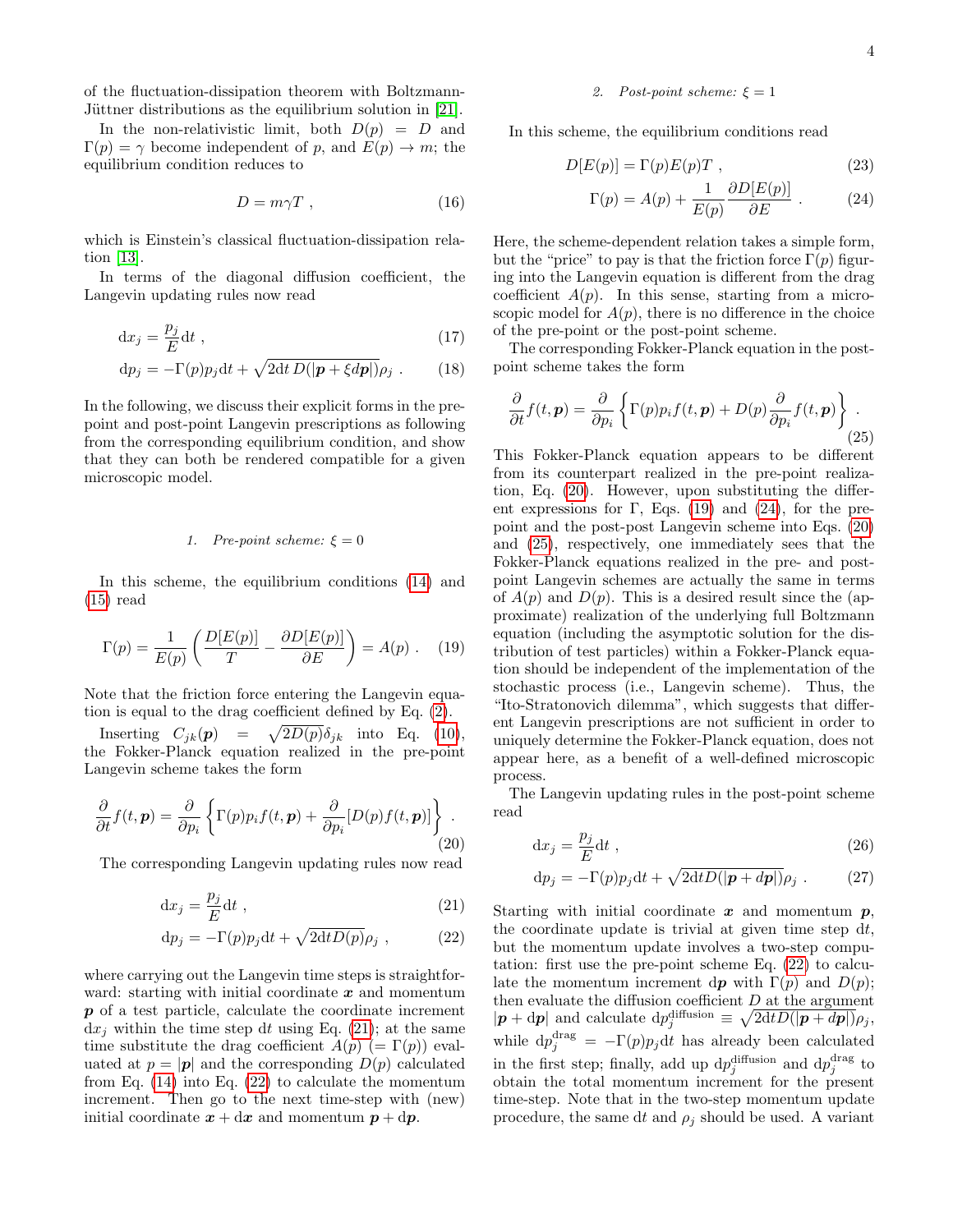of the fluctuation-dissipation theorem with Boltzmann-Jüttner distributions as the equilibrium solution in [21].

In the non-relativistic limit, both $D(p) = D$ and $\Gamma(p) = \gamma$ become independent of $p$, and $E(p) \to m$; the equilibrium condition reduces to

$$D = m\gamma T \ , \tag{16}$$

which is Einstein's classical fluctuation-dissipation relation [13].

In terms of the diagonal diffusion coefficient, the Langevin updating rules now read

$$\mathrm{d}x_j = \frac{p_j}{E}\mathrm{d}t \ , \tag{17}$$

$$\mathrm{d}p_j = -\Gamma(p)p_j\mathrm{d}t + \sqrt{2\mathrm{d}t\, D(|\boldsymbol{p} + \xi d\boldsymbol{p}|)}\rho_j \ . \tag{18}$$

In the following, we discuss their explicit forms in the pre-point and post-point Langevin prescriptions as following from the corresponding equilibrium condition, and show that they can both be rendered compatible for a given microscopic model.

#### 1. Pre-point scheme: $\xi = 0$

In this scheme, the equilibrium conditions (14) and (15) read

$$\Gamma(p) = \frac{1}{E(p)}\left(\frac{D[E(p)]}{T} - \frac{\partial D[E(p)]}{\partial E}\right) = A(p) \ . \tag{19}$$

Note that the friction force entering the Langevin equation is equal to the drag coefficient defined by Eq. (2).

Inserting $C_{jk}(\boldsymbol{p}) = \sqrt{2D(p)}\delta_{jk}$ into Eq. (10), the Fokker-Planck equation realized in the pre-point Langevin scheme takes the form

$$\frac{\partial}{\partial t}f(t,\boldsymbol{p}) = \frac{\partial}{\partial p_i}\left\{\Gamma(p)p_i f(t,\boldsymbol{p}) + \frac{\partial}{\partial p_i}[D(p)f(t,\boldsymbol{p})]\right\} \ . \tag{20}$$

The corresponding Langevin updating rules now read

$$\mathrm{d}x_j = \frac{p_j}{E}\mathrm{d}t \ , \tag{21}$$

$$\mathrm{d}p_j = -\Gamma(p)p_j\mathrm{d}t + \sqrt{2\mathrm{d}tD(p)}\rho_j \ , \tag{22}$$

where carrying out the Langevin time steps is straightforward: starting with initial coordinate $\boldsymbol{x}$ and momentum $\boldsymbol{p}$ of a test particle, calculate the coordinate increment $\mathrm{d}x_j$ within the time step $\mathrm{d}t$ using Eq. (21); at the same time substitute the drag coefficient $A(p)$ ($= \Gamma(p)$) evaluated at $p = |\boldsymbol{p}|$ and the corresponding $D(p)$ calculated from Eq. (14) into Eq. (22) to calculate the momentum increment. Then go to the next time-step with (new) initial coordinate $\boldsymbol{x} + \mathrm{d}\boldsymbol{x}$ and momentum $\boldsymbol{p} + \mathrm{d}\boldsymbol{p}$.

#### 2. Post-point scheme: $\xi = 1$

In this scheme, the equilibrium conditions read

$$D[E(p)] = \Gamma(p)E(p)T \ , \tag{23}$$

$$\Gamma(p) = A(p) + \frac{1}{E(p)}\frac{\partial D[E(p)]}{\partial E} \ . \tag{24}$$

Here, the scheme-dependent relation takes a simple form, but the "price" to pay is that the friction force $\Gamma(p)$ figuring into the Langevin equation is different from the drag coefficient $A(p)$. In this sense, starting from a microscopic model for $A(p)$, there is no difference in the choice of the pre-point or the post-point scheme.

The corresponding Fokker-Planck equation in the post-point scheme takes the form

$$\frac{\partial}{\partial t}f(t,\boldsymbol{p}) = \frac{\partial}{\partial p_i}\left\{\Gamma(p)p_i f(t,\boldsymbol{p}) + D(p)\frac{\partial}{\partial p_i}f(t,\boldsymbol{p})\right\} \ . \tag{25}$$

This Fokker-Planck equation appears to be different from its counterpart realized in the pre-point realization, Eq. (20). However, upon substituting the different expressions for $\Gamma$, Eqs. (19) and (24), for the pre-point and the post-post Langevin scheme into Eqs. (20) and (25), respectively, one immediately sees that the Fokker-Planck equations realized in the pre- and post-point Langevin schemes are actually the same in terms of $A(p)$ and $D(p)$. This is a desired result since the (approximate) realization of the underlying full Boltzmann equation (including the asymptotic solution for the distribution of test particles) within a Fokker-Planck equation should be independent of the implementation of the stochastic process (i.e., Langevin scheme). Thus, the "Ito-Stratonovich dilemma", which suggests that different Langevin prescriptions are not sufficient in order to uniquely determine the Fokker-Planck equation, does not appear here, as a benefit of a well-defined microscopic process.

The Langevin updating rules in the post-point scheme read

$$\mathrm{d}x_j = \frac{p_j}{E}\mathrm{d}t \ , \tag{26}$$

$$\mathrm{d}p_j = -\Gamma(p)p_j\mathrm{d}t + \sqrt{2\mathrm{d}tD(|\boldsymbol{p} + d\boldsymbol{p}|)}\rho_j \ . \tag{27}$$

Starting with initial coordinate $\boldsymbol{x}$ and momentum $\boldsymbol{p}$, the coordinate update is trivial at given time step $\mathrm{d}t$, but the momentum update involves a two-step computation: first use the pre-point scheme Eq. (22) to calculate the momentum increment $\mathrm{d}\boldsymbol{p}$ with $\Gamma(p)$ and $D(p)$; then evaluate the diffusion coefficient $D$ at the argument $|\boldsymbol{p} + \mathrm{d}\boldsymbol{p}|$ and calculate $\mathrm{d}p_j^{\mathrm{diffusion}} \equiv \sqrt{2\mathrm{d}tD(|\boldsymbol{p} + d\boldsymbol{p}|)}\rho_j$, while $\mathrm{d}p_j^{\mathrm{drag}} = -\Gamma(p)p_j\mathrm{d}t$ has already been calculated in the first step; finally, add up $\mathrm{d}p_j^{\mathrm{diffusion}}$ and $\mathrm{d}p_j^{\mathrm{drag}}$ to obtain the total momentum increment for the present time-step. Note that in the two-step momentum update procedure, the same $\mathrm{d}t$ and $\rho_j$ should be used. A variant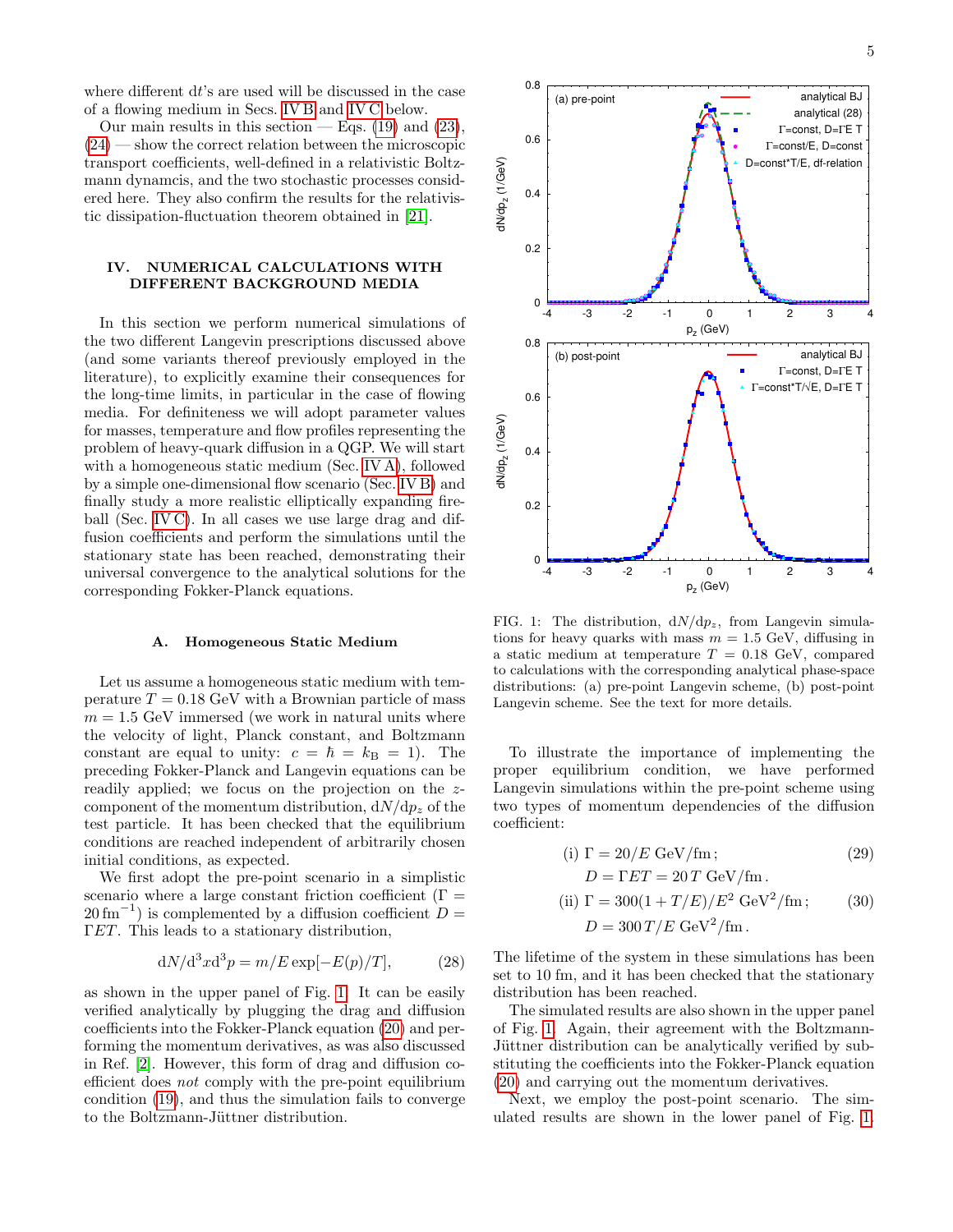where different d$t$'s are used will be discussed in the case of a flowing medium in Secs. IV B and IV C below.

Our main results in this section — Eqs. (19) and (23), (24) — show the correct relation between the microscopic transport coefficients, well-defined in a relativistic Boltzmann dynamcis, and the two stochastic processes considered here. They also confirm the results for the relativistic dissipation-fluctuation theorem obtained in [21].

## IV. NUMERICAL CALCULATIONS WITH DIFFERENT BACKGROUND MEDIA

In this section we perform numerical simulations of the two different Langevin prescriptions discussed above (and some variants thereof previously employed in the literature), to explicitly examine their consequences for the long-time limits, in particular in the case of flowing media. For definiteness we will adopt parameter values for masses, temperature and flow profiles representing the problem of heavy-quark diffusion in a QGP. We will start with a homogeneous static medium (Sec. IV A), followed by a simple one-dimensional flow scenario (Sec. IV B) and finally study a more realistic elliptically expanding fireball (Sec. IV C). In all cases we use large drag and diffusion coefficients and perform the simulations until the stationary state has been reached, demonstrating their universal convergence to the analytical solutions for the corresponding Fokker-Planck equations.

### A. Homogeneous Static Medium

Let us assume a homogeneous static medium with temperature $T = 0.18$ GeV with a Brownian particle of mass $m = 1.5$ GeV immersed (we work in natural units where the velocity of light, Planck constant, and Boltzmann constant are equal to unity: $c = \hbar = k_{\rm B} = 1$). The preceding Fokker-Planck and Langevin equations can be readily applied; we focus on the projection on the $z$-component of the momentum distribution, $\mathrm{d}N/\mathrm{d}p_z$ of the test particle. It has been checked that the equilibrium conditions are reached independent of arbitrarily chosen initial conditions, as expected.

We first adopt the pre-point scenario in a simplistic scenario where a large constant friction coefficient ($\Gamma = 20\,\mathrm{fm}^{-1}$) is complemented by a diffusion coefficient $D = \Gamma E T$. This leads to a stationary distribution,

$$\mathrm{d}N/\mathrm{d}^3x\mathrm{d}^3p = m/E\exp[-E(p)/T], \qquad (28)$$

as shown in the upper panel of Fig. 1. It can be easily verified analytically by plugging the drag and diffusion coefficients into the Fokker-Planck equation (20) and performing the momentum derivatives, as was also discussed in Ref. [2]. However, this form of drag and diffusion coefficient does *not* comply with the pre-point equilibrium condition (19), and thus the simulation fails to converge to the Boltzmann-Jüttner distribution.

FIG. 1: The distribution, $\mathrm{d}N/\mathrm{d}p_z$, from Langevin simulations for heavy quarks with mass $m = 1.5$ GeV, diffusing in a static medium at temperature $T = 0.18$ GeV, compared to calculations with the corresponding analytical phase-space distributions: (a) pre-point Langevin scheme, (b) post-point Langevin scheme. See the text for more details.

To illustrate the importance of implementing the proper equilibrium condition, we have performed Langevin simulations within the pre-point scheme using two types of momentum dependencies of the diffusion coefficient:

$$\text{(i) } \Gamma = 20/E \text{ GeV/fm}; \qquad D = \Gamma E T = 20\,T \text{ GeV/fm}. \qquad (29)$$

$$\text{(ii) } \Gamma = 300(1 + T/E)/E^2 \text{ GeV}^2/\text{fm}; \qquad D = 300\,T/E \text{ GeV}^2/\text{fm}. \qquad (30)$$

The lifetime of the system in these simulations has been set to 10 fm, and it has been checked that the stationary distribution has been reached.

The simulated results are also shown in the upper panel of Fig. 1. Again, their agreement with the Boltzmann-Jüttner distribution can be analytically verified by substituting the coefficients into the Fokker-Planck equation (20) and carrying out the momentum derivatives.

Next, we employ the post-point scenario. The simulated results are shown in the lower panel of Fig. 1.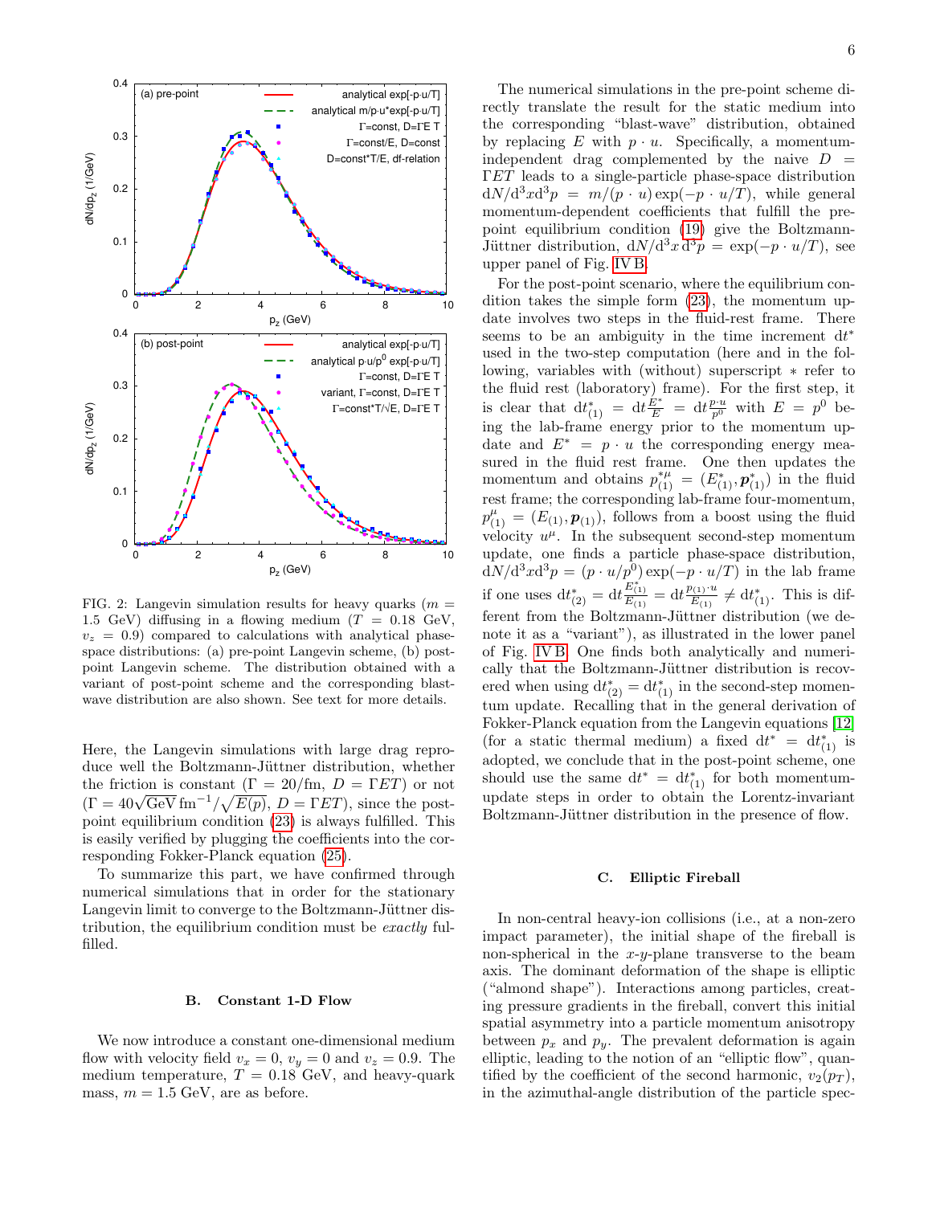FIG. 2: Langevin simulation results for heavy quarks ($m = 1.5$ GeV) diffusing in a flowing medium ($T = 0.18$ GeV, $v_z = 0.9$) compared to calculations with analytical phase-space distributions: (a) pre-point Langevin scheme, (b) post-point Langevin scheme. The distribution obtained with a variant of post-point scheme and the corresponding blast-wave distribution are also shown. See text for more details.

Here, the Langevin simulations with large drag reproduce well the Boltzmann-Jüttner distribution, whether the friction is constant ($\Gamma = 20$/fm, $D = \Gamma ET$) or not ($\Gamma = 40\sqrt{\text{GeV}}\,\text{fm}^{-1}/\sqrt{E(p)}$, $D = \Gamma ET$), since the post-point equilibrium condition (23) is always fulfilled. This is easily verified by plugging the coefficients into the corresponding Fokker-Planck equation (25).

To summarize this part, we have confirmed through numerical simulations that in order for the stationary Langevin limit to converge to the Boltzmann-Jüttner distribution, the equilibrium condition must be *exactly* fulfilled.

### B. Constant 1-D Flow

We now introduce a constant one-dimensional medium flow with velocity field $v_x = 0$, $v_y = 0$ and $v_z = 0.9$. The medium temperature, $T = 0.18$ GeV, and heavy-quark mass, $m = 1.5$ GeV, are as before.

The numerical simulations in the pre-point scheme directly translate the result for the static medium into the corresponding "blast-wave" distribution, obtained by replacing $E$ with $p \cdot u$. Specifically, a momentum-independent drag complemented by the naive $D = \Gamma ET$ leads to a single-particle phase-space distribution $\mathrm{d}N/\mathrm{d}^3x\mathrm{d}^3p = m/(p \cdot u)\exp(-p \cdot u/T)$, while general momentum-dependent coefficients that fulfill the pre-point equilibrium condition (19) give the Boltzmann-Jüttner distribution, $\mathrm{d}N/\mathrm{d}^3x\,\mathrm{d}^3p = \exp(-p \cdot u/T)$, see upper panel of Fig. IV B.

For the post-point scenario, where the equilibrium condition takes the simple form (23), the momentum update involves two steps in the fluid-rest frame. There seems to be an ambiguity in the time increment $\mathrm{d}t^*$ used in the two-step computation (here and in the following, variables with (without) superscript $*$ refer to the fluid rest (laboratory) frame). For the first step, it is clear that $\mathrm{d}t^*_{(1)} = \mathrm{d}t\frac{E^*}{E} = \mathrm{d}t\frac{p \cdot u}{p^0}$ with $E = p^0$ being the lab-frame energy prior to the momentum update and $E^* = p \cdot u$ the corresponding energy measured in the fluid rest frame. One then updates the momentum and obtains $p^{*\mu}_{(1)} = (E^*_{(1)}, \boldsymbol{p}^*_{(1)})$ in the fluid rest frame; the corresponding lab-frame four-momentum, $p^\mu_{(1)} = (E_{(1)}, \boldsymbol{p}_{(1)})$, follows from a boost using the fluid velocity $u^\mu$. In the subsequent second-step momentum update, one finds a particle phase-space distribution, $\mathrm{d}N/\mathrm{d}^3x\mathrm{d}^3p = (p \cdot u/p^0)\exp(-p \cdot u/T)$ in the lab frame if one uses $\mathrm{d}t^*_{(2)} = \mathrm{d}t\frac{E^*_{(1)}}{E_{(1)}} = \mathrm{d}t\frac{p_{(1)} \cdot u}{E_{(1)}} \neq \mathrm{d}t^*_{(1)}$. This is different from the Boltzmann-Jüttner distribution (we denote it as a "variant"), as illustrated in the lower panel of Fig. IV B. One finds both analytically and numerically that the Boltzmann-Jüttner distribution is recovered when using $\mathrm{d}t^*_{(2)} = \mathrm{d}t^*_{(1)}$ in the second-step momentum update. Recalling that in the general derivation of Fokker-Planck equation from the Langevin equations [12] (for a static thermal medium) a fixed $\mathrm{d}t^* = \mathrm{d}t^*_{(1)}$ is adopted, we conclude that in the post-point scheme, one should use the same $\mathrm{d}t^* = \mathrm{d}t^*_{(1)}$ for both momentum-update steps in order to obtain the Lorentz-invariant Boltzmann-Jüttner distribution in the presence of flow.

### C. Elliptic Fireball

In non-central heavy-ion collisions (i.e., at a non-zero impact parameter), the initial shape of the fireball is non-spherical in the $x$-$y$-plane transverse to the beam axis. The dominant deformation of the shape is elliptic ("almond shape"). Interactions among particles, creating pressure gradients in the fireball, convert this initial spatial asymmetry into a particle momentum anisotropy between $p_x$ and $p_y$. The prevalent deformation is again elliptic, leading to the notion of an "elliptic flow", quantified by the coefficient of the second harmonic, $v_2(p_T)$, in the azimuthal-angle distribution of the particle spec-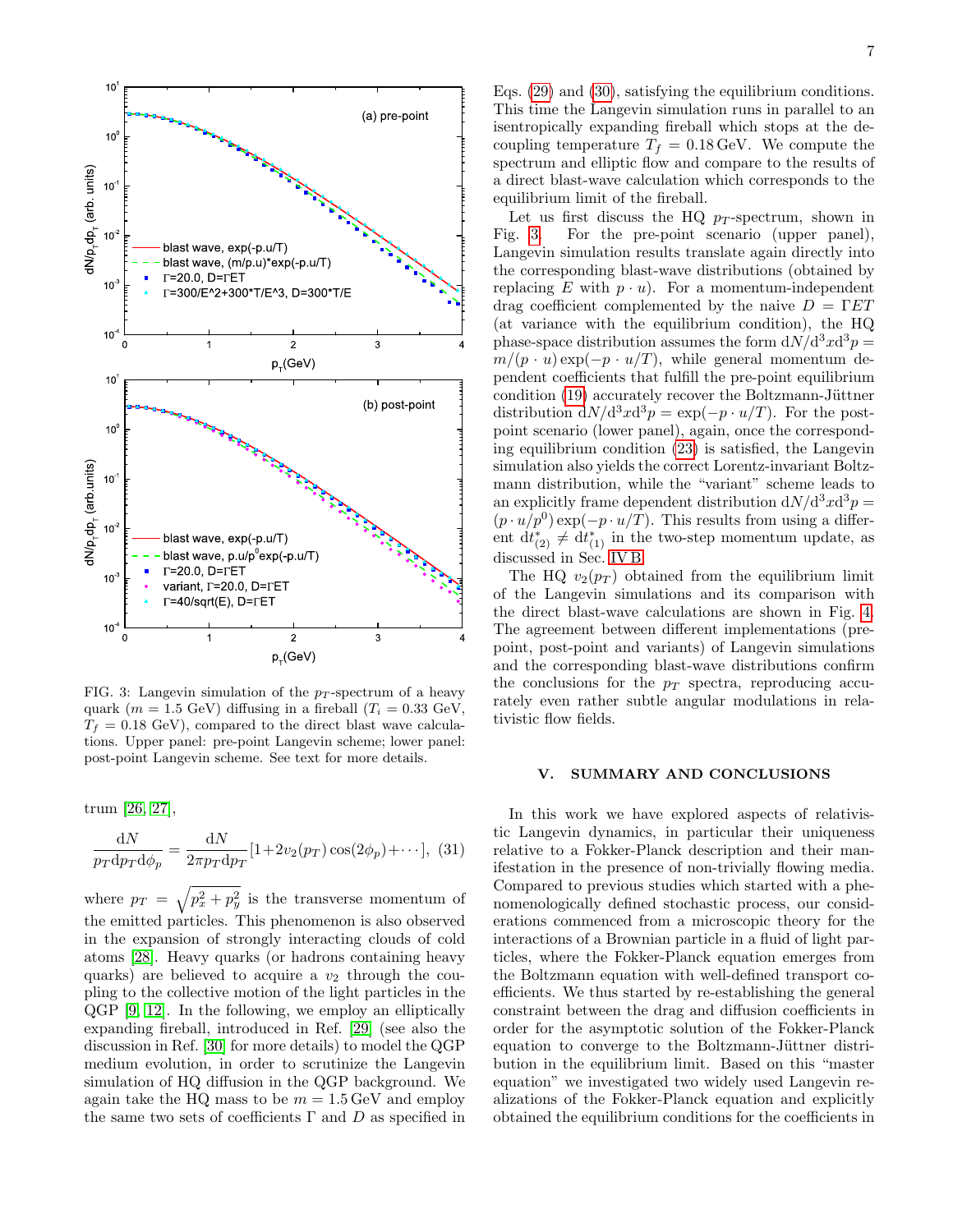FIG. 3: Langevin simulation of the $p_T$-spectrum of a heavy quark ($m = 1.5$ GeV) diffusing in a fireball ($T_i = 0.33$ GeV, $T_f = 0.18$ GeV), compared to the direct blast wave calculations. Upper panel: pre-point Langevin scheme; lower panel: post-point Langevin scheme. See text for more details.

trum [26, 27],

$$\frac{\mathrm{d}N}{p_T \mathrm{d}p_T \mathrm{d}\phi_p} = \frac{\mathrm{d}N}{2\pi p_T \mathrm{d}p_T}[1+2v_2(p_T)\cos(2\phi_p)+\cdots], \quad (31)$$

where $p_T = \sqrt{p_x^2 + p_y^2}$ is the transverse momentum of the emitted particles. This phenomenon is also observed in the expansion of strongly interacting clouds of cold atoms [28]. Heavy quarks (or hadrons containing heavy quarks) are believed to acquire a $v_2$ through the coupling to the collective motion of the light particles in the QGP [9, 12]. In the following, we employ an elliptically expanding fireball, introduced in Ref. [29] (see also the discussion in Ref. [30] for more details) to model the QGP medium evolution, in order to scrutinize the Langevin simulation of HQ diffusion in the QGP background. We again take the HQ mass to be $m = 1.5$ GeV and employ the same two sets of coefficients $\Gamma$ and $D$ as specified in Eqs. (29) and (30), satisfying the equilibrium conditions. This time the Langevin simulation runs in parallel to an isentropically expanding fireball which stops at the decoupling temperature $T_f = 0.18$ GeV. We compute the spectrum and elliptic flow and compare to the results of a direct blast-wave calculation which corresponds to the equilibrium limit of the fireball.

Let us first discuss the HQ $p_T$-spectrum, shown in Fig. 3. For the pre-point scenario (upper panel), Langevin simulation results translate again directly into the corresponding blast-wave distributions (obtained by replacing $E$ with $p \cdot u$). For a momentum-independent drag coefficient complemented by the naive $D = \Gamma E T$ (at variance with the equilibrium condition), the HQ phase-space distribution assumes the form $\mathrm{d}N/\mathrm{d}^3x\mathrm{d}^3p = m/(p \cdot u)\exp(-p \cdot u/T)$, while general momentum dependent coefficients that fulfill the pre-point equilibrium condition (19) accurately recover the Boltzmann-Jüttner distribution $\mathrm{d}N/\mathrm{d}^3x\mathrm{d}^3p = \exp(-p \cdot u/T)$. For the post-point scenario (lower panel), again, once the corresponding equilibrium condition (23) is satisfied, the Langevin simulation also yields the correct Lorentz-invariant Boltzmann distribution, while the "variant" scheme leads to an explicitly frame dependent distribution $\mathrm{d}N/\mathrm{d}^3x\mathrm{d}^3p = (p \cdot u/p^0)\exp(-p \cdot u/T)$. This results from using a different $\mathrm{d}t^*_{(2)} \neq \mathrm{d}t^*_{(1)}$ in the two-step momentum update, as discussed in Sec. IV B.

The HQ $v_2(p_T)$ obtained from the equilibrium limit of the Langevin simulations and its comparison with the direct blast-wave calculations are shown in Fig. 4. The agreement between different implementations (pre-point, post-point and variants) of Langevin simulations and the corresponding blast-wave distributions confirm the conclusions for the $p_T$ spectra, reproducing accurately even rather subtle angular modulations in relativistic flow fields.

## V. SUMMARY AND CONCLUSIONS

In this work we have explored aspects of relativistic Langevin dynamics, in particular their uniqueness relative to a Fokker-Planck description and their manifestation in the presence of non-trivially flowing media. Compared to previous studies which started with a phenomenologically defined stochastic process, our considerations commenced from a microscopic theory for the interactions of a Brownian particle in a fluid of light particles, where the Fokker-Planck equation emerges from the Boltzmann equation with well-defined transport coefficients. We thus started by re-establishing the general constraint between the drag and diffusion coefficients in order for the asymptotic solution of the Fokker-Planck equation to converge to the Boltzmann-Jüttner distribution in the equilibrium limit. Based on this "master equation" we investigated two widely used Langevin realizations of the Fokker-Planck equation and explicitly obtained the equilibrium conditions for the coefficients in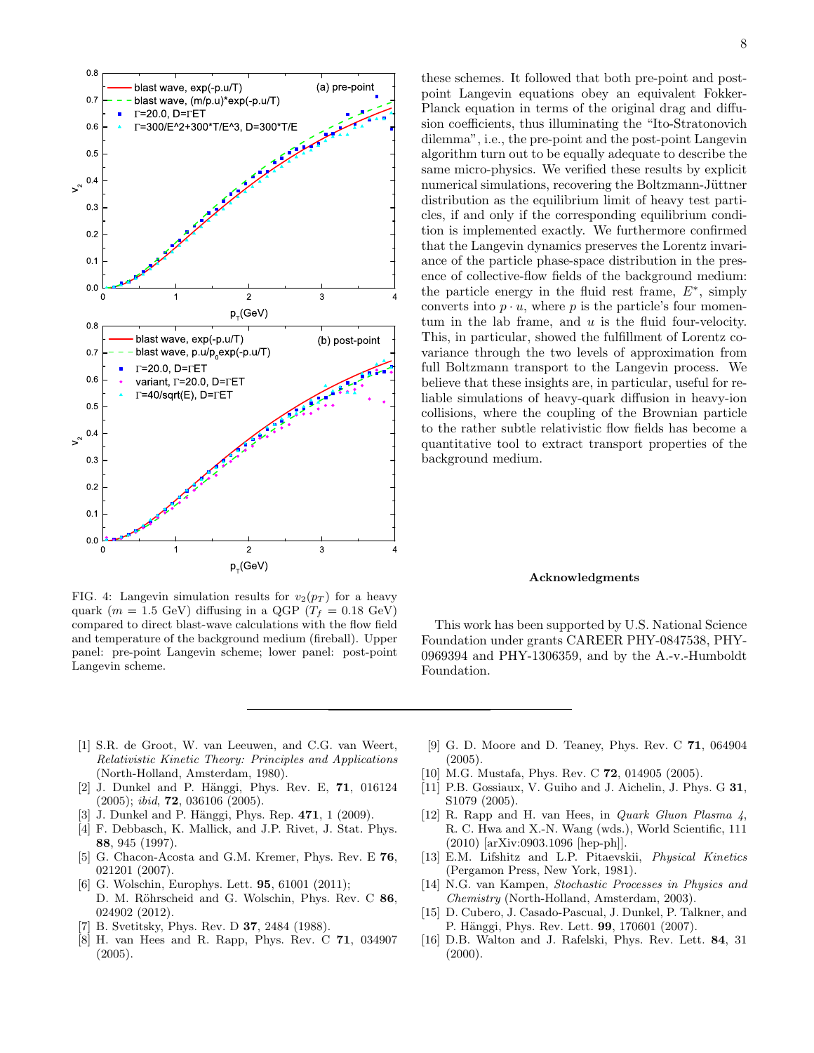these schemes. It followed that both pre-point and post-point Langevin equations obey an equivalent Fokker-Planck equation in terms of the original drag and diffusion coefficients, thus illuminating the "Ito-Stratonovich dilemma", i.e., the pre-point and the post-point Langevin algorithm turn out to be equally adequate to describe the same micro-physics. We verified these results by explicit numerical simulations, recovering the Boltzmann-Jüttner distribution as the equilibrium limit of heavy test particles, if and only if the corresponding equilibrium condition is implemented exactly. We furthermore confirmed that the Langevin dynamics preserves the Lorentz invariance of the particle phase-space distribution in the presence of collective-flow fields of the background medium: the particle energy in the fluid rest frame, $E^*$, simply converts into $p \cdot u$, where $p$ is the particle's four momentum in the lab frame, and $u$ is the fluid four-velocity. This, in particular, showed the fulfillment of Lorentz covariance through the two levels of approximation from full Boltzmann transport to the Langevin process. We believe that these insights are, in particular, useful for reliable simulations of heavy-quark diffusion in heavy-ion collisions, where the coupling of the Brownian particle to the rather subtle relativistic flow fields has become a quantitative tool to extract transport properties of the background medium.

FIG. 4: Langevin simulation results for $v_2(p_T)$ for a heavy quark ($m = 1.5$ GeV) diffusing in a QGP ($T_f = 0.18$ GeV) compared to direct blast-wave calculations with the flow field and temperature of the background medium (fireball). Upper panel: pre-point Langevin scheme; lower panel: post-point Langevin scheme.

## Acknowledgments

This work has been supported by U.S. National Science Foundation under grants CAREER PHY-0847538, PHY-0969394 and PHY-1306359, and by the A.-v.-Humboldt Foundation.

---

[1] S.R. de Groot, W. van Leeuwen, and C.G. van Weert, *Relativistic Kinetic Theory: Principles and Applications* (North-Holland, Amsterdam, 1980).

[2] J. Dunkel and P. Hänggi, Phys. Rev. E, **71**, 016124 (2005); *ibid*, **72**, 036106 (2005).

[3] J. Dunkel and P. Hänggi, Phys. Rep. **471**, 1 (2009).

[4] F. Debbasch, K. Mallick, and J.P. Rivet, J. Stat. Phys. **88**, 945 (1997).

[5] G. Chacon-Acosta and G.M. Kremer, Phys. Rev. E **76**, 021201 (2007).

[6] G. Wolschin, Europhys. Lett. **95**, 61001 (2011); D. M. Röhrscheid and G. Wolschin, Phys. Rev. C **86**, 024902 (2012).

[7] B. Svetitsky, Phys. Rev. D **37**, 2484 (1988).

[8] H. van Hees and R. Rapp, Phys. Rev. C **71**, 034907 (2005).

[9] G. D. Moore and D. Teaney, Phys. Rev. C **71**, 064904 (2005).

[10] M.G. Mustafa, Phys. Rev. C **72**, 014905 (2005).

[11] P.B. Gossiaux, V. Guiho and J. Aichelin, J. Phys. G **31**, S1079 (2005).

[12] R. Rapp and H. van Hees, in *Quark Gluon Plasma 4*, R. C. Hwa and X.-N. Wang (wds.), World Scientific, 111 (2010) [arXiv:0903.1096 [hep-ph]].

[13] E.M. Lifshitz and L.P. Pitaevskii, *Physical Kinetics* (Pergamon Press, New York, 1981).

[14] N.G. van Kampen, *Stochastic Processes in Physics and Chemistry* (North-Holland, Amsterdam, 2003).

[15] D. Cubero, J. Casado-Pascual, J. Dunkel, P. Talkner, and P. Hänggi, Phys. Rev. Lett. **99**, 170601 (2007).

[16] D.B. Walton and J. Rafelski, Phys. Rev. Lett. **84**, 31 (2000).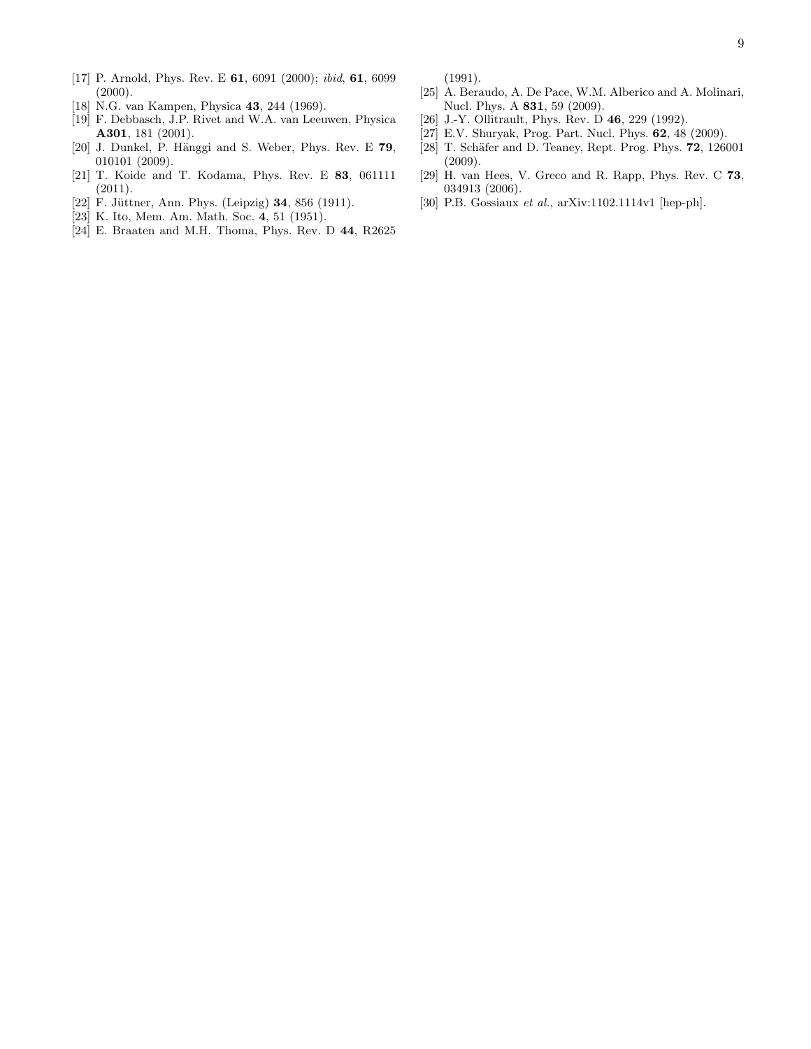[17] P. Arnold, Phys. Rev. E **61**, 6091 (2000); *ibid*, **61**, 6099 (2000).
[18] N.G. van Kampen, Physica **43**, 244 (1969).
[19] F. Debbasch, J.P. Rivet and W.A. van Leeuwen, Physica **A301**, 181 (2001).
[20] J. Dunkel, P. Hänggi and S. Weber, Phys. Rev. E **79**, 010101 (2009).
[21] T. Koide and T. Kodama, Phys. Rev. E **83**, 061111 (2011).
[22] F. Jüttner, Ann. Phys. (Leipzig) **34**, 856 (1911).
[23] K. Ito, Mem. Am. Math. Soc. **4**, 51 (1951).
[24] E. Braaten and M.H. Thoma, Phys. Rev. D **44**, R2625 (1991).
[25] A. Beraudo, A. De Pace, W.M. Alberico and A. Molinari, Nucl. Phys. A **831**, 59 (2009).
[26] J.-Y. Ollitrault, Phys. Rev. D **46**, 229 (1992).
[27] E.V. Shuryak, Prog. Part. Nucl. Phys. **62**, 48 (2009).
[28] T. Schäfer and D. Teaney, Rept. Prog. Phys. **72**, 126001 (2009).
[29] H. van Hees, V. Greco and R. Rapp, Phys. Rev. C **73**, 034913 (2006).
[30] P.B. Gossiaux *et al.*, arXiv:1102.1114v1 [hep-ph].